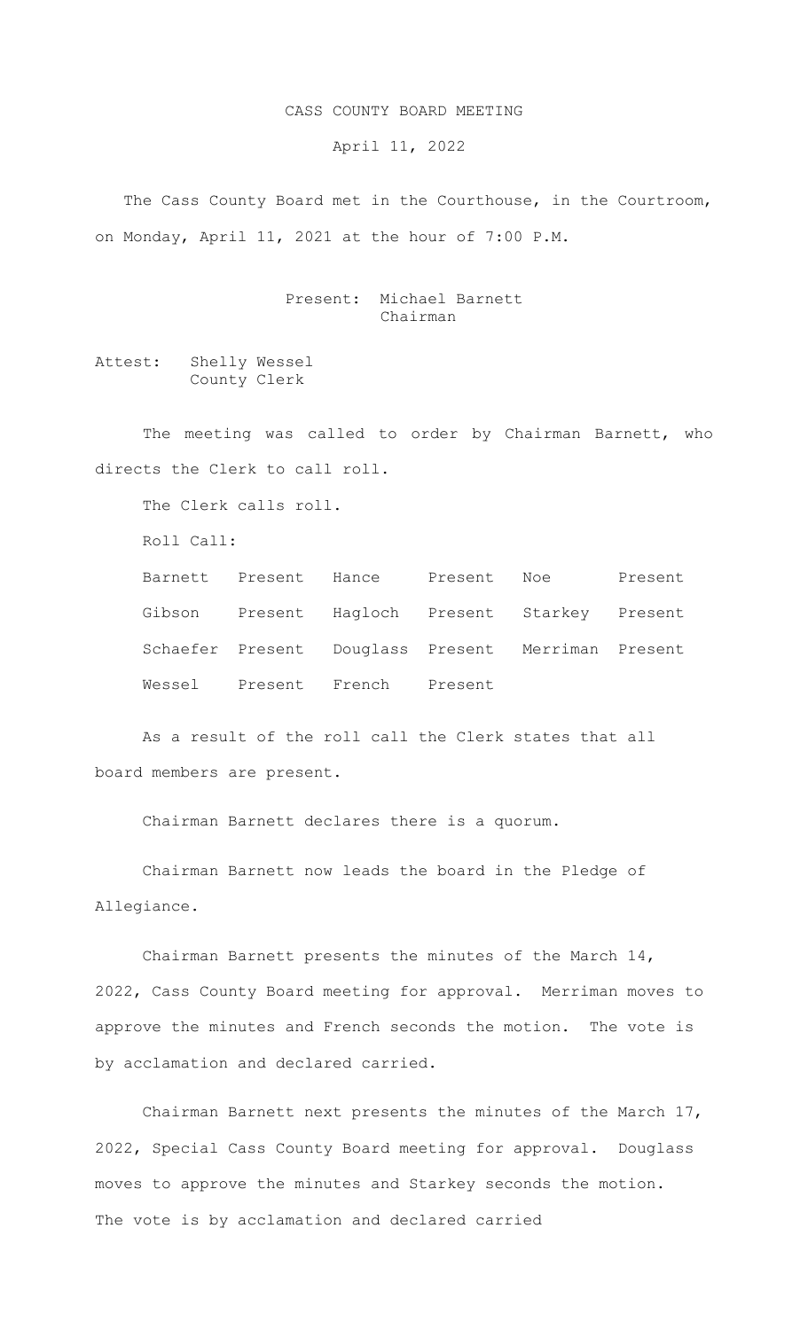# CASS COUNTY BOARD MEETING

April 11, 2022

The Cass County Board met in the Courthouse, in the Courtroom, on Monday, April 11, 2021 at the hour of 7:00 P.M.

Present: Michael Barnett
Chairman

Attest: Shelly Wessel
County Clerk

The meeting was called to order by Chairman Barnett, who directs the Clerk to call roll.

The Clerk calls roll.

Roll Call:

| | | | | | |
|---|---|---|---|---|---|
| Barnett | Present | Hance | Present | Noe | Present |
| Gibson | Present | Hagloch | Present | Starkey | Present |
| Schaefer | Present | Douglass | Present | Merriman | Present |
| Wessel | Present | French | Present | | |

As a result of the roll call the Clerk states that all board members are present.

Chairman Barnett declares there is a quorum.

Chairman Barnett now leads the board in the Pledge of Allegiance.

Chairman Barnett presents the minutes of the March 14, 2022, Cass County Board meeting for approval. Merriman moves to approve the minutes and French seconds the motion. The vote is by acclamation and declared carried.

Chairman Barnett next presents the minutes of the March 17, 2022, Special Cass County Board meeting for approval. Douglass moves to approve the minutes and Starkey seconds the motion. The vote is by acclamation and declared carried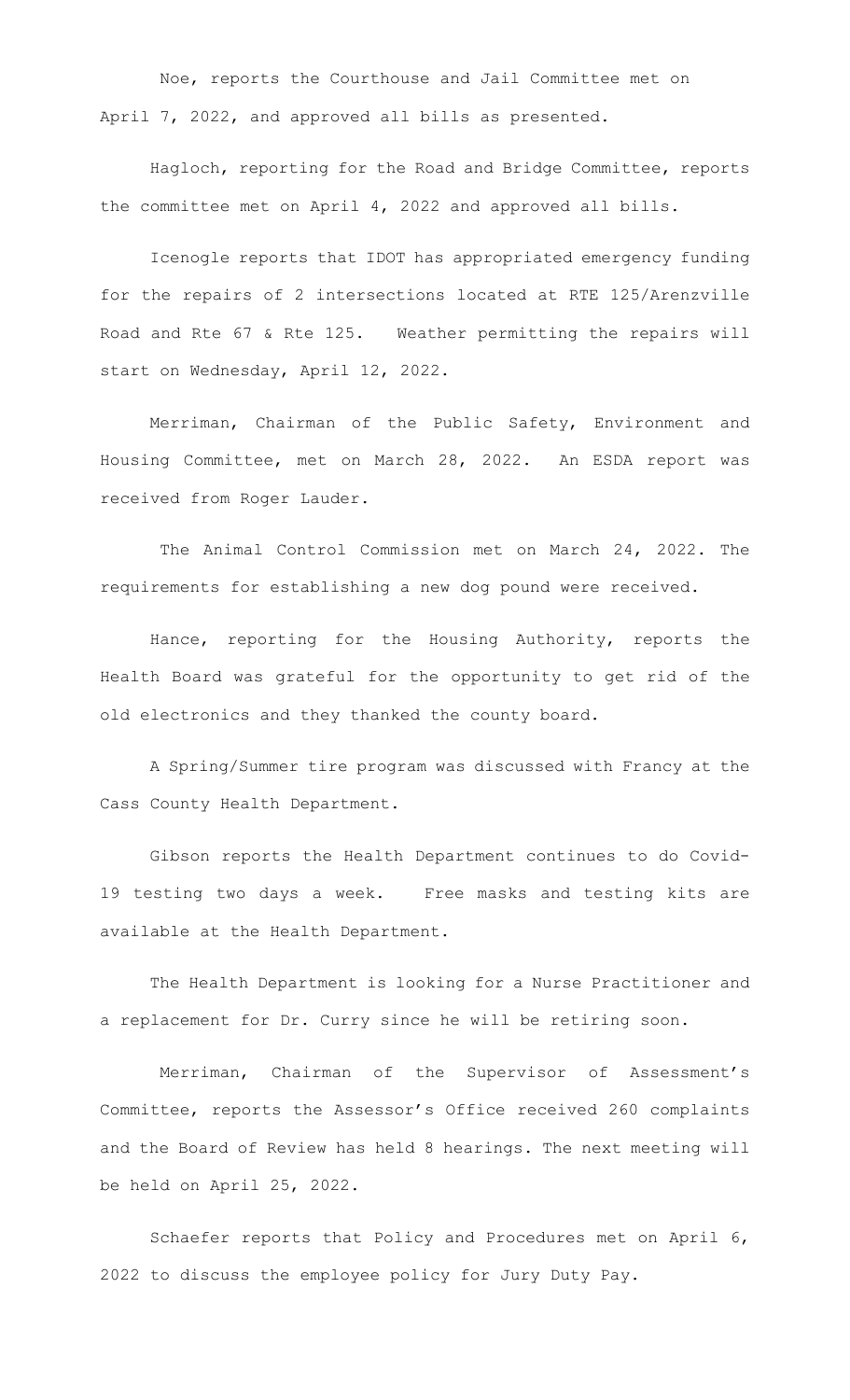Noe, reports the Courthouse and Jail Committee met on April 7, 2022, and approved all bills as presented.

Hagloch, reporting for the Road and Bridge Committee, reports the committee met on April 4, 2022 and approved all bills.

Icenogle reports that IDOT has appropriated emergency funding for the repairs of 2 intersections located at RTE 125/Arenzville Road and Rte 67 & Rte 125. Weather permitting the repairs will start on Wednesday, April 12, 2022.

Merriman, Chairman of the Public Safety, Environment and Housing Committee, met on March 28, 2022. An ESDA report was received from Roger Lauder.

The Animal Control Commission met on March 24, 2022. The requirements for establishing a new dog pound were received.

Hance, reporting for the Housing Authority, reports the Health Board was grateful for the opportunity to get rid of the old electronics and they thanked the county board.

A Spring/Summer tire program was discussed with Francy at the Cass County Health Department.

Gibson reports the Health Department continues to do Covid-19 testing two days a week. Free masks and testing kits are available at the Health Department.

The Health Department is looking for a Nurse Practitioner and a replacement for Dr. Curry since he will be retiring soon.

Merriman, Chairman of the Supervisor of Assessment's Committee, reports the Assessor's Office received 260 complaints and the Board of Review has held 8 hearings. The next meeting will be held on April 25, 2022.

Schaefer reports that Policy and Procedures met on April 6, 2022 to discuss the employee policy for Jury Duty Pay.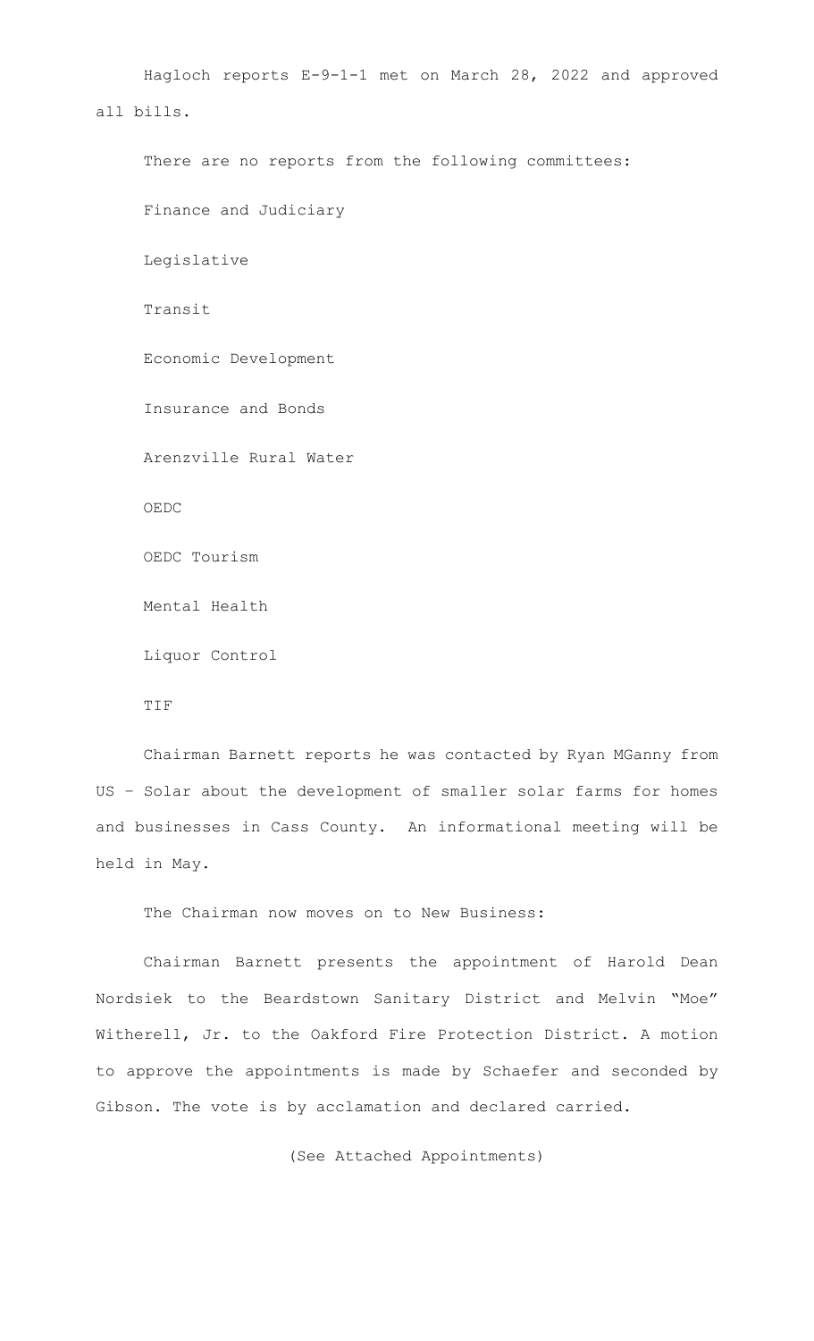Hagloch reports E-9-1-1 met on March 28, 2022 and approved all bills.

There are no reports from the following committees:

Finance and Judiciary

Legislative

Transit

Economic Development

Insurance and Bonds

Arenzville Rural Water

OEDC

OEDC Tourism

Mental Health

Liquor Control

TIF

Chairman Barnett reports he was contacted by Ryan MGanny from US – Solar about the development of smaller solar farms for homes and businesses in Cass County. An informational meeting will be held in May.

The Chairman now moves on to New Business:

Chairman Barnett presents the appointment of Harold Dean Nordsiek to the Beardstown Sanitary District and Melvin "Moe" Witherell, Jr. to the Oakford Fire Protection District. A motion to approve the appointments is made by Schaefer and seconded by Gibson. The vote is by acclamation and declared carried.

(See Attached Appointments)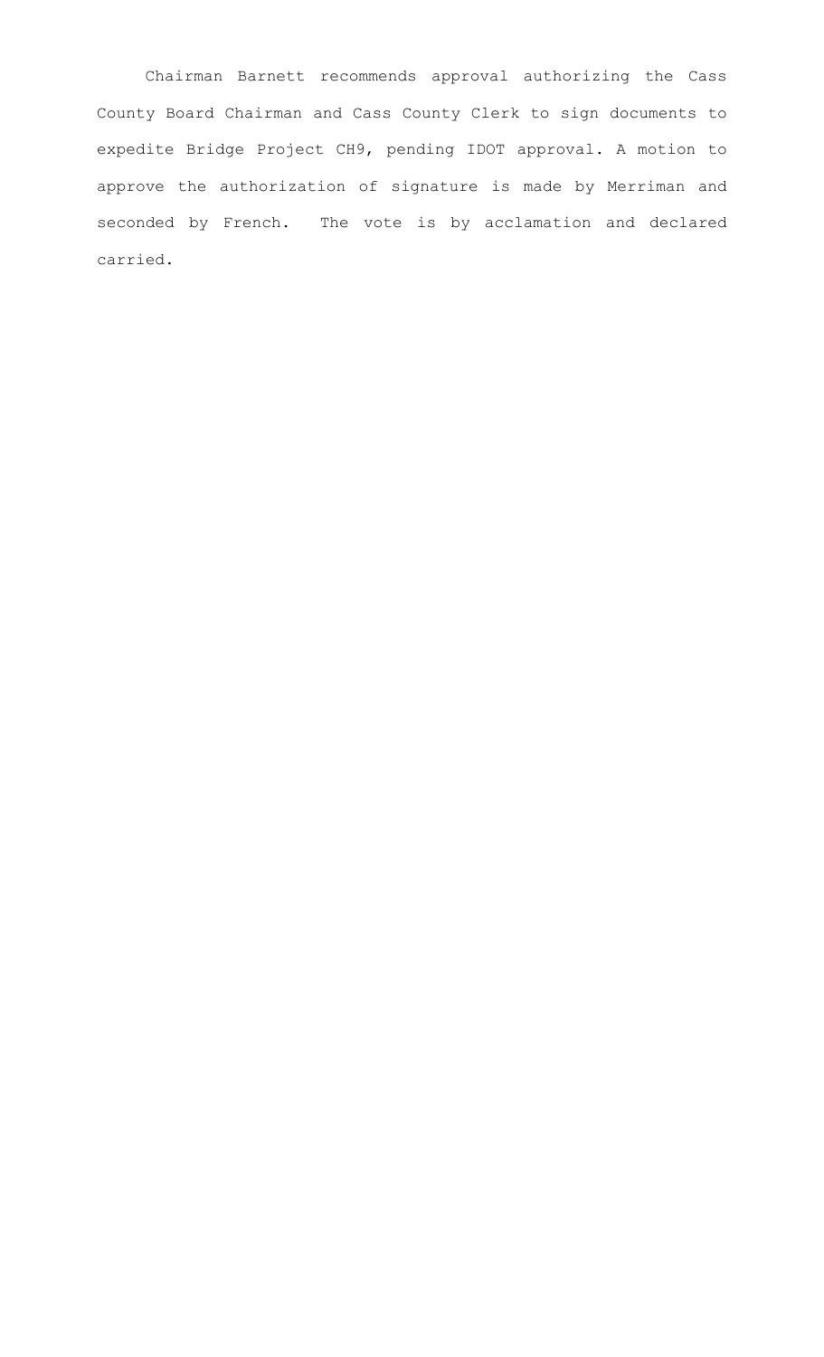Chairman Barnett recommends approval authorizing the Cass County Board Chairman and Cass County Clerk to sign documents to expedite Bridge Project CH9, pending IDOT approval. A motion to approve the authorization of signature is made by Merriman and seconded by French. The vote is by acclamation and declared carried.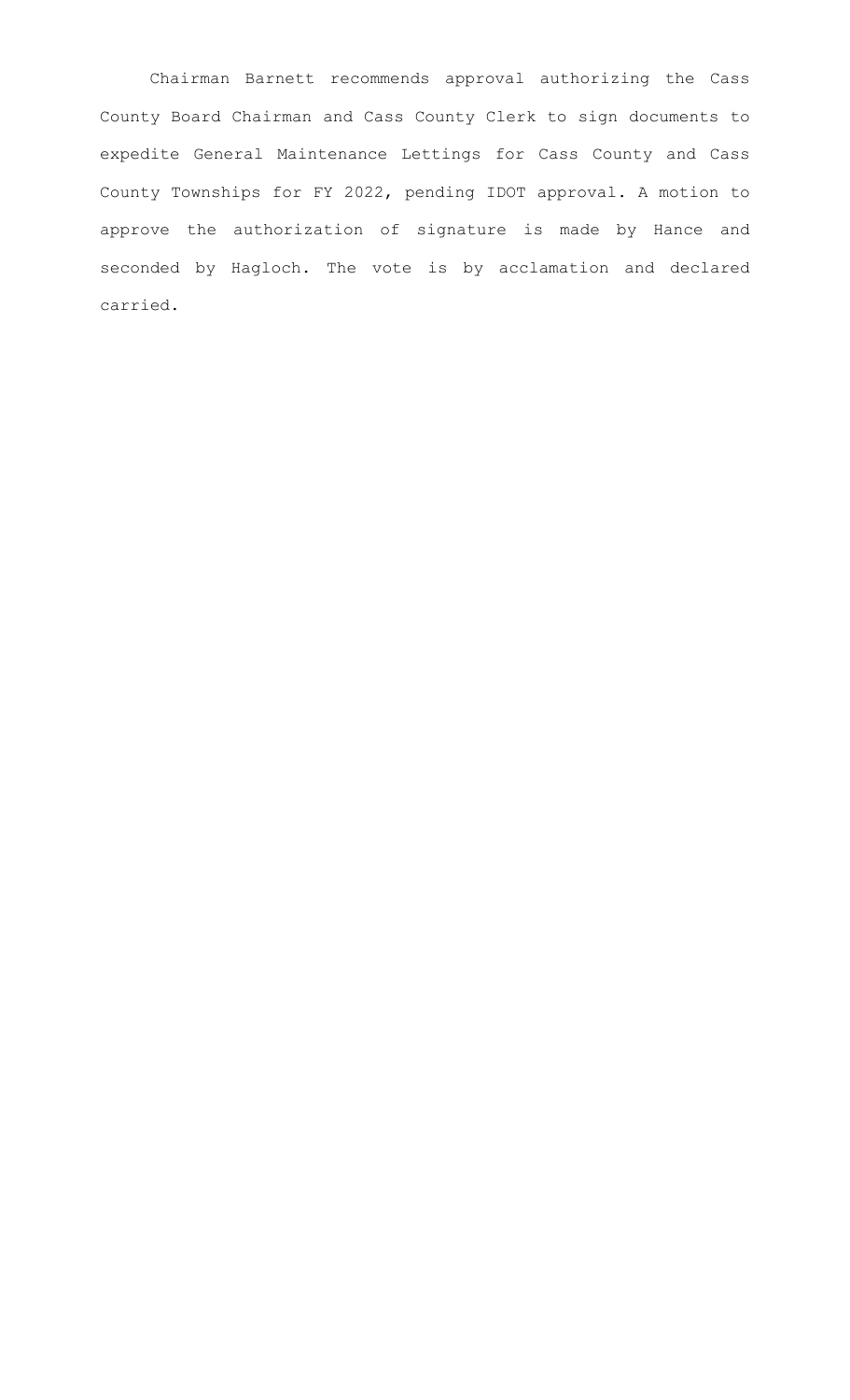Chairman Barnett recommends approval authorizing the Cass County Board Chairman and Cass County Clerk to sign documents to expedite General Maintenance Lettings for Cass County and Cass County Townships for FY 2022, pending IDOT approval. A motion to approve the authorization of signature is made by Hance and seconded by Hagloch. The vote is by acclamation and declared carried.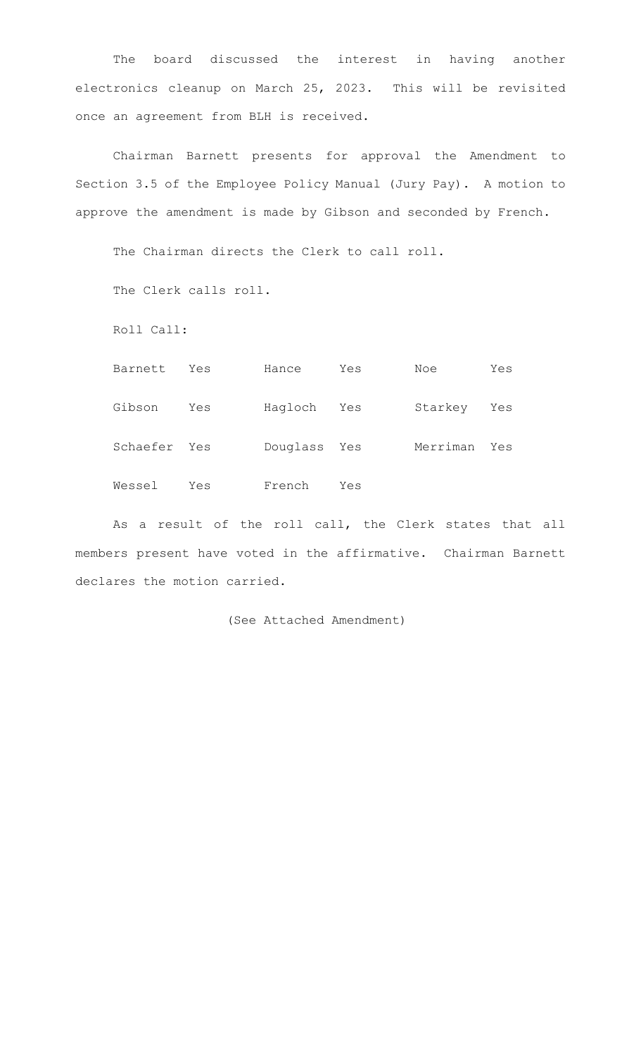The board discussed the interest in having another electronics cleanup on March 25, 2023. This will be revisited once an agreement from BLH is received.

Chairman Barnett presents for approval the Amendment to Section 3.5 of the Employee Policy Manual (Jury Pay). A motion to approve the amendment is made by Gibson and seconded by French.

The Chairman directs the Clerk to call roll.

The Clerk calls roll.

Roll Call:

| | | | | | |
|---|---|---|---|---|---|
| Barnett | Yes | Hance | Yes | Noe | Yes |
| Gibson | Yes | Hagloch | Yes | Starkey | Yes |
| Schaefer | Yes | Douglass | Yes | Merriman | Yes |
| Wessel | Yes | French | Yes | | |

As a result of the roll call, the Clerk states that all members present have voted in the affirmative. Chairman Barnett declares the motion carried.

(See Attached Amendment)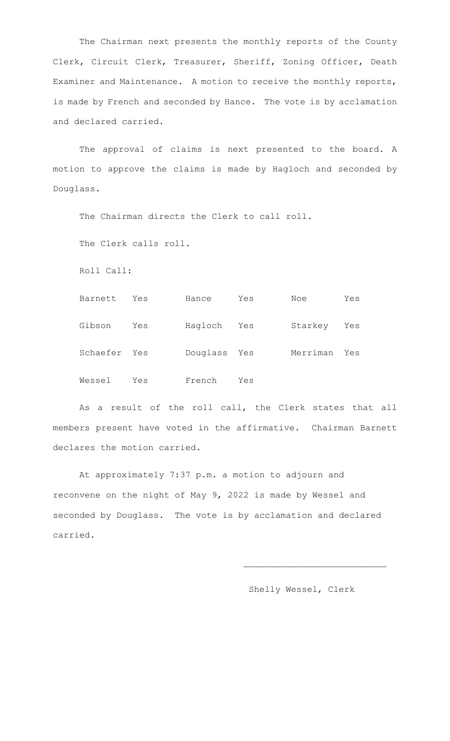The Chairman next presents the monthly reports of the County Clerk, Circuit Clerk, Treasurer, Sheriff, Zoning Officer, Death Examiner and Maintenance. A motion to receive the monthly reports, is made by French and seconded by Hance. The vote is by acclamation and declared carried.

The approval of claims is next presented to the board. A motion to approve the claims is made by Hagloch and seconded by Douglass.

The Chairman directs the Clerk to call roll.

The Clerk calls roll.

Roll Call:

| | | | | | |
|---|---|---|---|---|---|
| Barnett | Yes | Hance | Yes | Noe | Yes |
| Gibson | Yes | Hagloch | Yes | Starkey | Yes |
| Schaefer | Yes | Douglass | Yes | Merriman | Yes |
| Wessel | Yes | French | Yes | | |

As a result of the roll call, the Clerk states that all members present have voted in the affirmative. Chairman Barnett declares the motion carried.

At approximately 7:37 p.m. a motion to adjourn and reconvene on the night of May 9, 2022 is made by Wessel and seconded by Douglass. The vote is by acclamation and declared carried.

\_\_\_\_\_\_\_\_\_\_\_\_\_\_\_\_\_\_\_\_\_\_\_\_\_\_

Shelly Wessel, Clerk